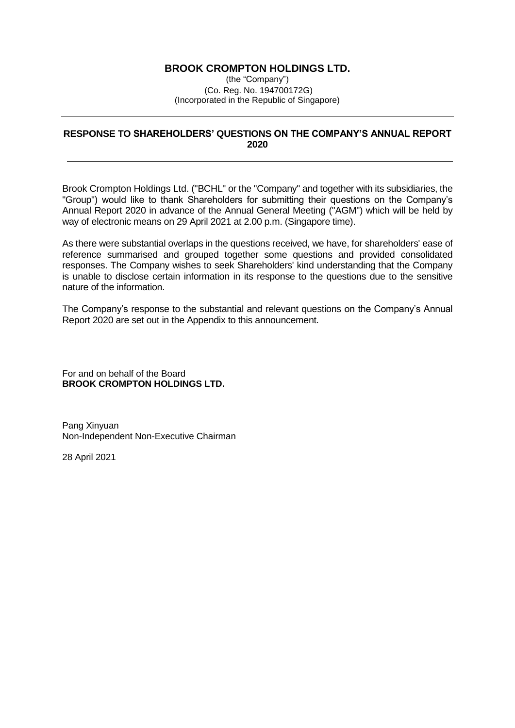# BROOK CROMPTON HOLDINGS LTD.

(the "Company")
(Co. Reg. No. 194700172G)
(Incorporated in the Republic of Singapore)

---

## RESPONSE TO SHAREHOLDERS' QUESTIONS ON THE COMPANY'S ANNUAL REPORT 2020

---

Brook Crompton Holdings Ltd. ("BCHL" or the "Company" and together with its subsidiaries, the "Group") would like to thank Shareholders for submitting their questions on the Company's Annual Report 2020 in advance of the Annual General Meeting ("AGM") which will be held by way of electronic means on 29 April 2021 at 2.00 p.m. (Singapore time).

As there were substantial overlaps in the questions received, we have, for shareholders' ease of reference summarised and grouped together some questions and provided consolidated responses. The Company wishes to seek Shareholders' kind understanding that the Company is unable to disclose certain information in its response to the questions due to the sensitive nature of the information.

The Company's response to the substantial and relevant questions on the Company's Annual Report 2020 are set out in the Appendix to this announcement.

For and on behalf of the Board
**BROOK CROMPTON HOLDINGS LTD.**

Pang Xinyuan
Non-Independent Non-Executive Chairman

28 April 2021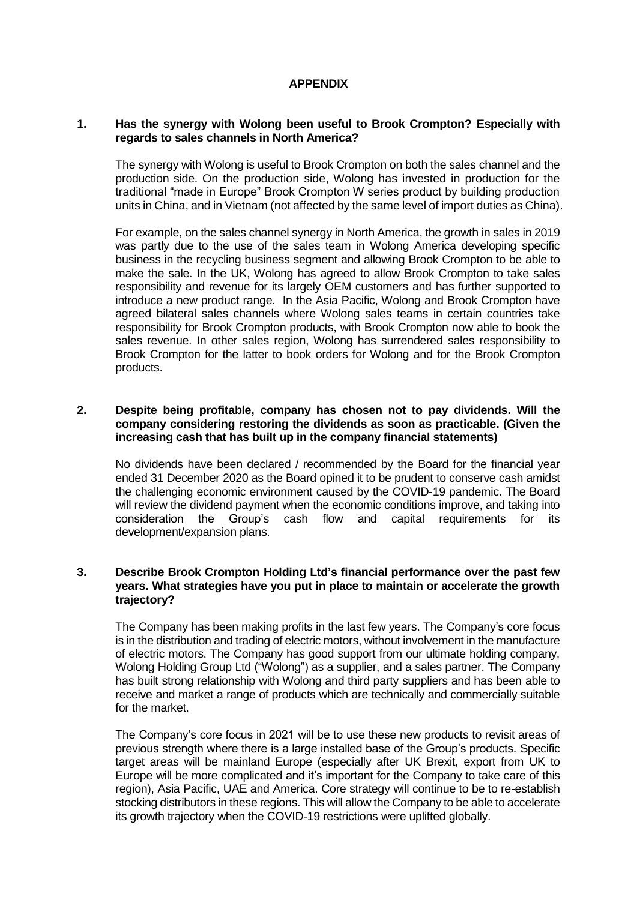# APPENDIX

**1. Has the synergy with Wolong been useful to Brook Crompton? Especially with regards to sales channels in North America?**

The synergy with Wolong is useful to Brook Crompton on both the sales channel and the production side. On the production side, Wolong has invested in production for the traditional "made in Europe" Brook Crompton W series product by building production units in China, and in Vietnam (not affected by the same level of import duties as China).

For example, on the sales channel synergy in North America, the growth in sales in 2019 was partly due to the use of the sales team in Wolong America developing specific business in the recycling business segment and allowing Brook Crompton to be able to make the sale. In the UK, Wolong has agreed to allow Brook Crompton to take sales responsibility and revenue for its largely OEM customers and has further supported to introduce a new product range. In the Asia Pacific, Wolong and Brook Crompton have agreed bilateral sales channels where Wolong sales teams in certain countries take responsibility for Brook Crompton products, with Brook Crompton now able to book the sales revenue. In other sales region, Wolong has surrendered sales responsibility to Brook Crompton for the latter to book orders for Wolong and for the Brook Crompton products.

**2. Despite being profitable, company has chosen not to pay dividends. Will the company considering restoring the dividends as soon as practicable. (Given the increasing cash that has built up in the company financial statements)**

No dividends have been declared / recommended by the Board for the financial year ended 31 December 2020 as the Board opined it to be prudent to conserve cash amidst the challenging economic environment caused by the COVID-19 pandemic. The Board will review the dividend payment when the economic conditions improve, and taking into consideration the Group's cash flow and capital requirements for its development/expansion plans.

**3. Describe Brook Crompton Holding Ltd's financial performance over the past few years. What strategies have you put in place to maintain or accelerate the growth trajectory?**

The Company has been making profits in the last few years. The Company's core focus is in the distribution and trading of electric motors, without involvement in the manufacture of electric motors. The Company has good support from our ultimate holding company, Wolong Holding Group Ltd ("Wolong") as a supplier, and a sales partner. The Company has built strong relationship with Wolong and third party suppliers and has been able to receive and market a range of products which are technically and commercially suitable for the market.

The Company's core focus in 2021 will be to use these new products to revisit areas of previous strength where there is a large installed base of the Group's products. Specific target areas will be mainland Europe (especially after UK Brexit, export from UK to Europe will be more complicated and it's important for the Company to take care of this region), Asia Pacific, UAE and America. Core strategy will continue to be to re-establish stocking distributors in these regions. This will allow the Company to be able to accelerate its growth trajectory when the COVID-19 restrictions were uplifted globally.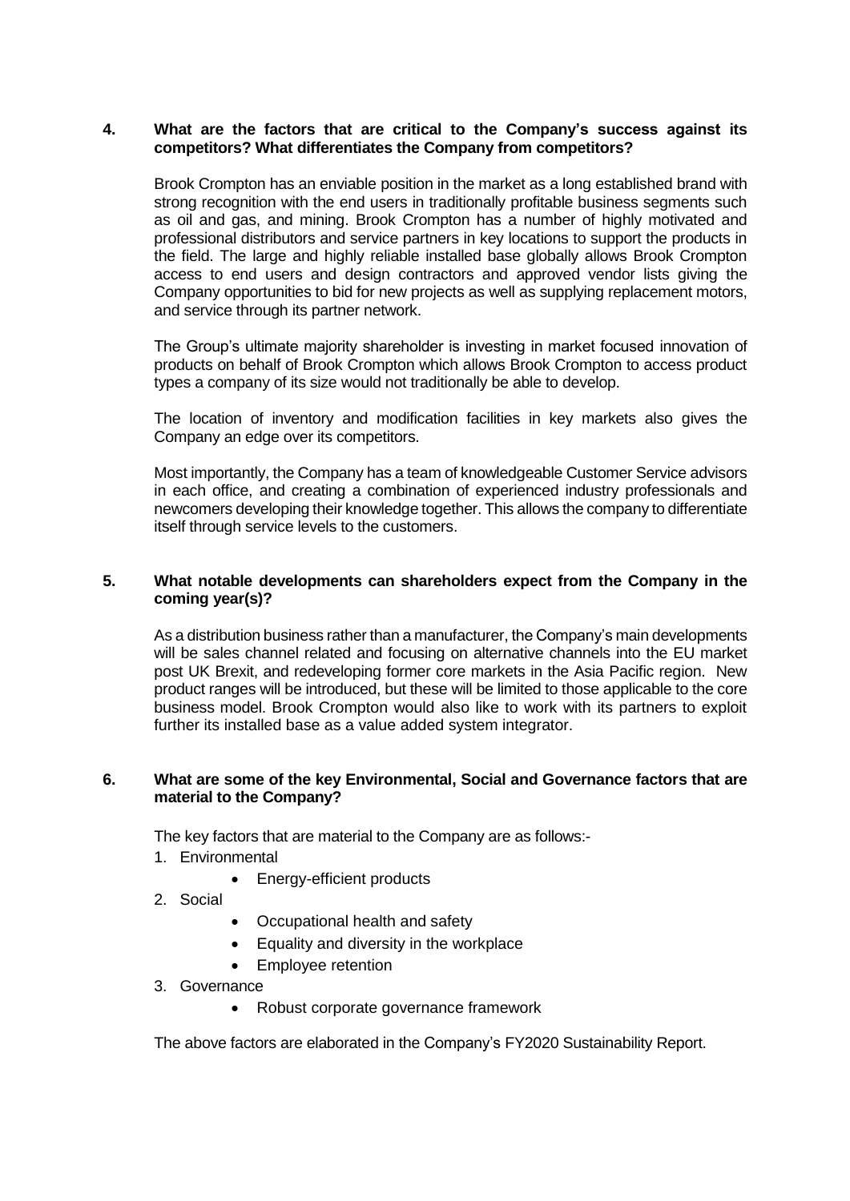**4. What are the factors that are critical to the Company's success against its competitors? What differentiates the Company from competitors?**

Brook Crompton has an enviable position in the market as a long established brand with strong recognition with the end users in traditionally profitable business segments such as oil and gas, and mining. Brook Crompton has a number of highly motivated and professional distributors and service partners in key locations to support the products in the field. The large and highly reliable installed base globally allows Brook Crompton access to end users and design contractors and approved vendor lists giving the Company opportunities to bid for new projects as well as supplying replacement motors, and service through its partner network.

The Group's ultimate majority shareholder is investing in market focused innovation of products on behalf of Brook Crompton which allows Brook Crompton to access product types a company of its size would not traditionally be able to develop.

The location of inventory and modification facilities in key markets also gives the Company an edge over its competitors.

Most importantly, the Company has a team of knowledgeable Customer Service advisors in each office, and creating a combination of experienced industry professionals and newcomers developing their knowledge together. This allows the company to differentiate itself through service levels to the customers.

**5. What notable developments can shareholders expect from the Company in the coming year(s)?**

As a distribution business rather than a manufacturer, the Company's main developments will be sales channel related and focusing on alternative channels into the EU market post UK Brexit, and redeveloping former core markets in the Asia Pacific region. New product ranges will be introduced, but these will be limited to those applicable to the core business model. Brook Crompton would also like to work with its partners to exploit further its installed base as a value added system integrator.

**6. What are some of the key Environmental, Social and Governance factors that are material to the Company?**

The key factors that are material to the Company are as follows:-

1. Environmental
    - Energy-efficient products
2. Social
    - Occupational health and safety
    - Equality and diversity in the workplace
    - Employee retention
3. Governance
    - Robust corporate governance framework

The above factors are elaborated in the Company's FY2020 Sustainability Report.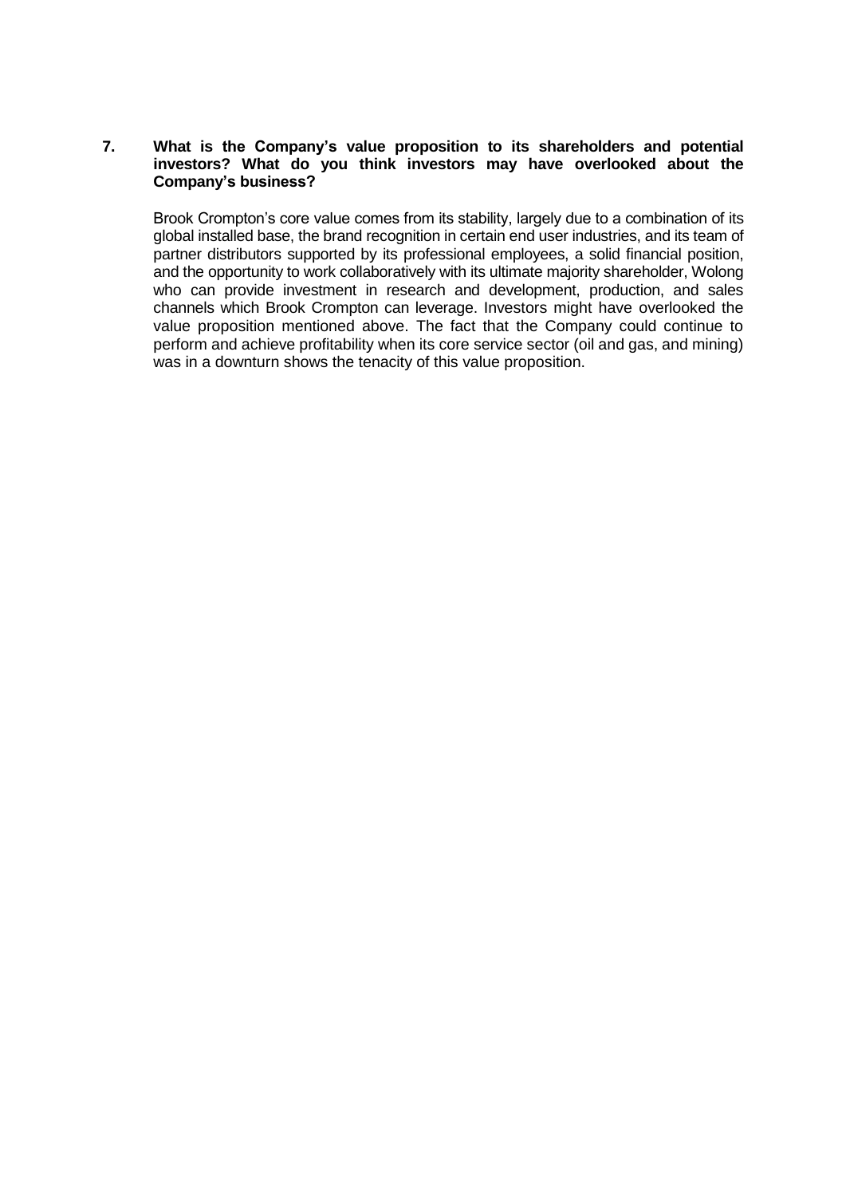**7. What is the Company's value proposition to its shareholders and potential investors? What do you think investors may have overlooked about the Company's business?**

Brook Crompton's core value comes from its stability, largely due to a combination of its global installed base, the brand recognition in certain end user industries, and its team of partner distributors supported by its professional employees, a solid financial position, and the opportunity to work collaboratively with its ultimate majority shareholder, Wolong who can provide investment in research and development, production, and sales channels which Brook Crompton can leverage. Investors might have overlooked the value proposition mentioned above. The fact that the Company could continue to perform and achieve profitability when its core service sector (oil and gas, and mining) was in a downturn shows the tenacity of this value proposition.